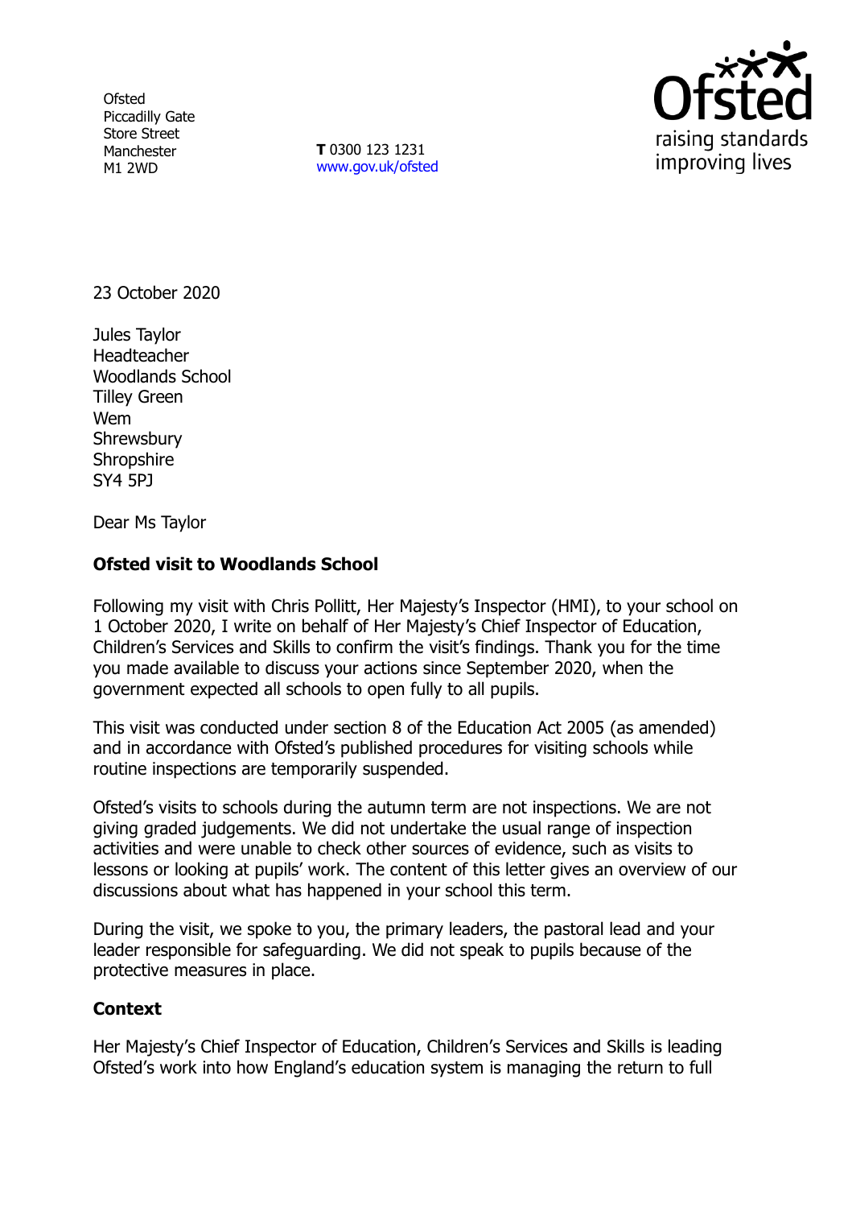Ofsted
Piccadilly Gate
Store Street
Manchester
M1 2WD

**T** 0300 123 1231
www.gov.uk/ofsted

23 October 2020

Jules Taylor
Headteacher
Woodlands School
Tilley Green
Wem
Shrewsbury
Shropshire
SY4 5PJ

Dear Ms Taylor

**Ofsted visit to Woodlands School**

Following my visit with Chris Pollitt, Her Majesty's Inspector (HMI), to your school on 1 October 2020, I write on behalf of Her Majesty's Chief Inspector of Education, Children's Services and Skills to confirm the visit's findings. Thank you for the time you made available to discuss your actions since September 2020, when the government expected all schools to open fully to all pupils.

This visit was conducted under section 8 of the Education Act 2005 (as amended) and in accordance with Ofsted's published procedures for visiting schools while routine inspections are temporarily suspended.

Ofsted's visits to schools during the autumn term are not inspections. We are not giving graded judgements. We did not undertake the usual range of inspection activities and were unable to check other sources of evidence, such as visits to lessons or looking at pupils' work. The content of this letter gives an overview of our discussions about what has happened in your school this term.

During the visit, we spoke to you, the primary leaders, the pastoral lead and your leader responsible for safeguarding. We did not speak to pupils because of the protective measures in place.

**Context**

Her Majesty's Chief Inspector of Education, Children's Services and Skills is leading Ofsted's work into how England's education system is managing the return to full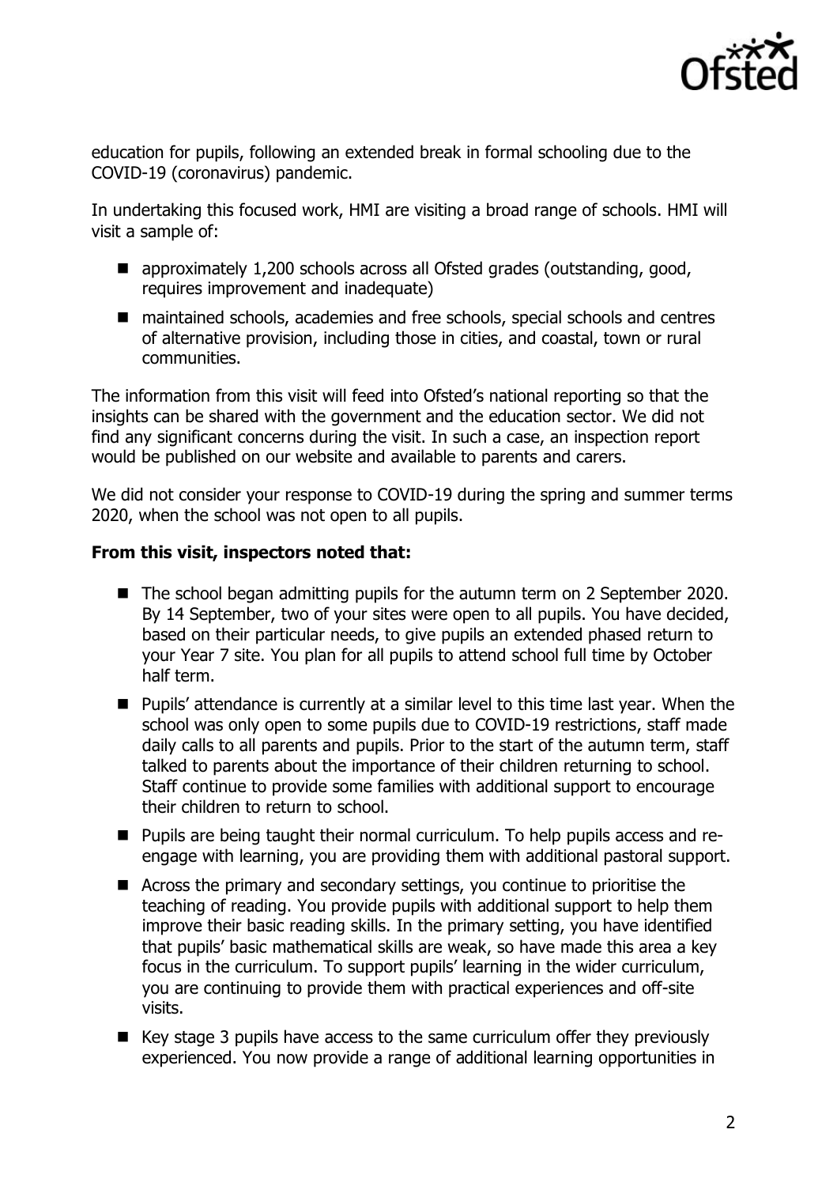education for pupils, following an extended break in formal schooling due to the COVID-19 (coronavirus) pandemic.

In undertaking this focused work, HMI are visiting a broad range of schools. HMI will visit a sample of:

- approximately 1,200 schools across all Ofsted grades (outstanding, good, requires improvement and inadequate)
- maintained schools, academies and free schools, special schools and centres of alternative provision, including those in cities, and coastal, town or rural communities.

The information from this visit will feed into Ofsted's national reporting so that the insights can be shared with the government and the education sector. We did not find any significant concerns during the visit. In such a case, an inspection report would be published on our website and available to parents and carers.

We did not consider your response to COVID-19 during the spring and summer terms 2020, when the school was not open to all pupils.

**From this visit, inspectors noted that:**

- The school began admitting pupils for the autumn term on 2 September 2020. By 14 September, two of your sites were open to all pupils. You have decided, based on their particular needs, to give pupils an extended phased return to your Year 7 site. You plan for all pupils to attend school full time by October half term.
- Pupils' attendance is currently at a similar level to this time last year. When the school was only open to some pupils due to COVID-19 restrictions, staff made daily calls to all parents and pupils. Prior to the start of the autumn term, staff talked to parents about the importance of their children returning to school. Staff continue to provide some families with additional support to encourage their children to return to school.
- Pupils are being taught their normal curriculum. To help pupils access and re-engage with learning, you are providing them with additional pastoral support.
- Across the primary and secondary settings, you continue to prioritise the teaching of reading. You provide pupils with additional support to help them improve their basic reading skills. In the primary setting, you have identified that pupils' basic mathematical skills are weak, so have made this area a key focus in the curriculum. To support pupils' learning in the wider curriculum, you are continuing to provide them with practical experiences and off-site visits.
- Key stage 3 pupils have access to the same curriculum offer they previously experienced. You now provide a range of additional learning opportunities in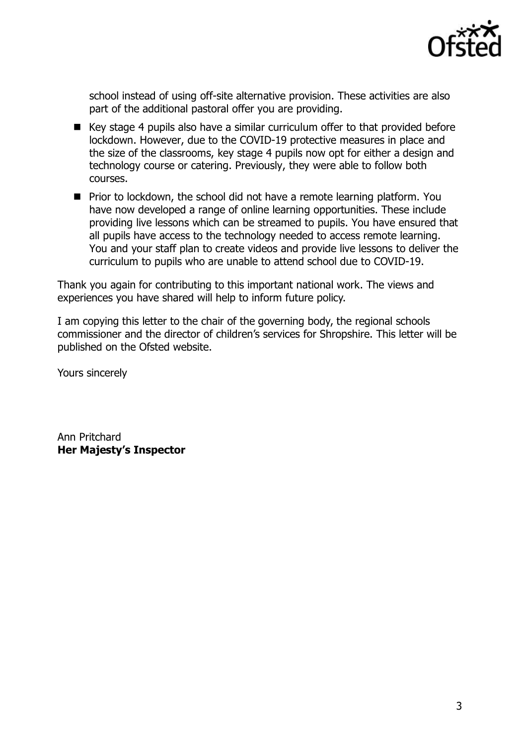school instead of using off-site alternative provision. These activities are also part of the additional pastoral offer you are providing.

- Key stage 4 pupils also have a similar curriculum offer to that provided before lockdown. However, due to the COVID-19 protective measures in place and the size of the classrooms, key stage 4 pupils now opt for either a design and technology course or catering. Previously, they were able to follow both courses.
- Prior to lockdown, the school did not have a remote learning platform. You have now developed a range of online learning opportunities. These include providing live lessons which can be streamed to pupils. You have ensured that all pupils have access to the technology needed to access remote learning. You and your staff plan to create videos and provide live lessons to deliver the curriculum to pupils who are unable to attend school due to COVID-19.

Thank you again for contributing to this important national work. The views and experiences you have shared will help to inform future policy.

I am copying this letter to the chair of the governing body, the regional schools commissioner and the director of children's services for Shropshire. This letter will be published on the Ofsted website.

Yours sincerely

Ann Pritchard
**Her Majesty's Inspector**